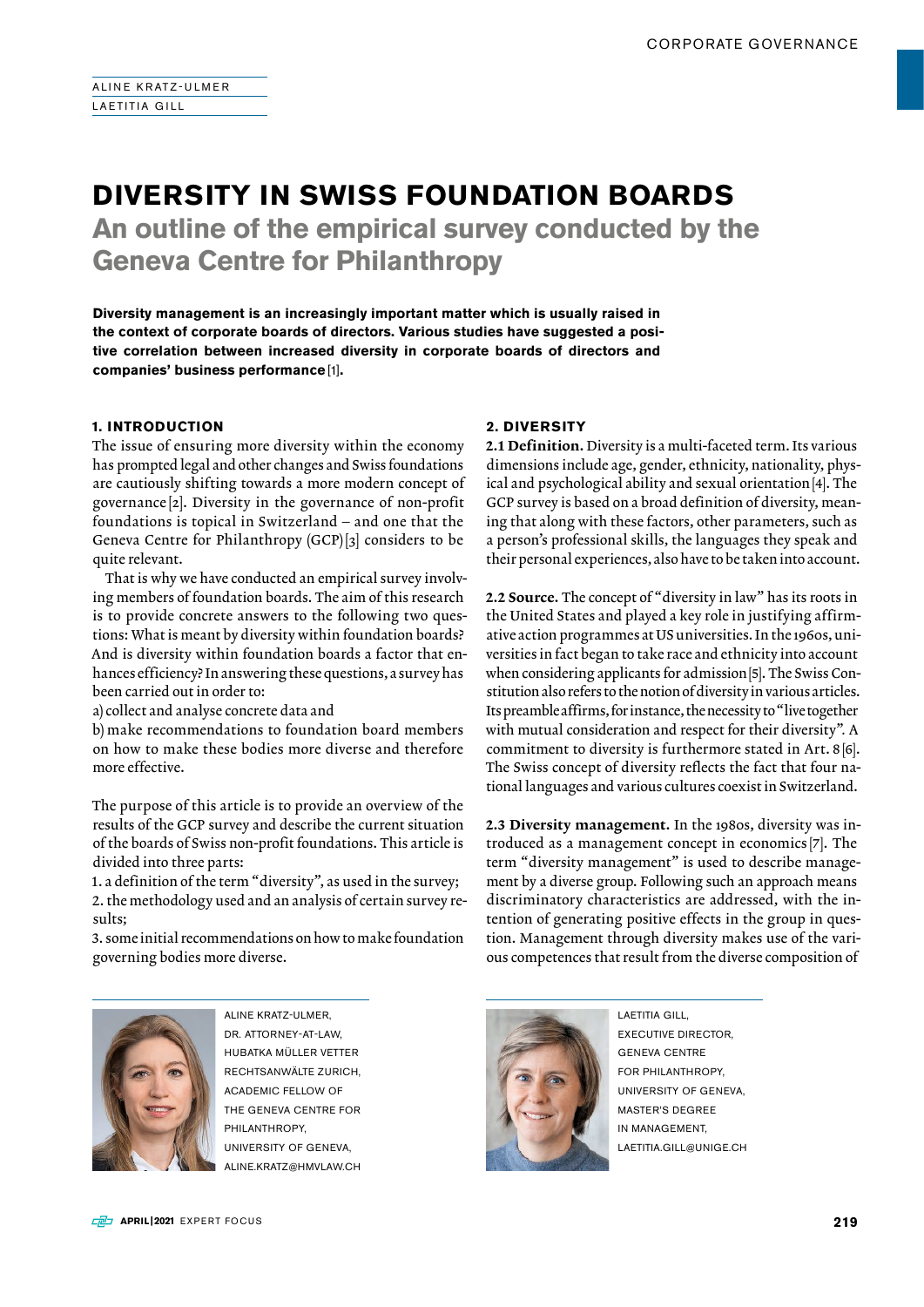ALINE KRATZ-ULMER
LAETITIA GILL

# DIVERSITY IN SWISS FOUNDATION BOARDS

## An outline of the empirical survey conducted by the Geneva Centre for Philanthropy

**Diversity management is an increasingly important matter which is usually raised in the context of corporate boards of directors. Various studies have suggested a positive correlation between increased diversity in corporate boards of directors and companies' business performance [1].**

### 1. INTRODUCTION

The issue of ensuring more diversity within the economy has prompted legal and other changes and Swiss foundations are cautiously shifting towards a more modern concept of governance [2]. Diversity in the governance of non-profit foundations is topical in Switzerland – and one that the Geneva Centre for Philanthropy (GCP) [3] considers to be quite relevant.

That is why we have conducted an empirical survey involving members of foundation boards. The aim of this research is to provide concrete answers to the following two questions: What is meant by diversity within foundation boards? And is diversity within foundation boards a factor that enhances efficiency? In answering these questions, a survey has been carried out in order to:

a) collect and analyse concrete data and
b) make recommendations to foundation board members on how to make these bodies more diverse and therefore more effective.

The purpose of this article is to provide an overview of the results of the GCP survey and describe the current situation of the boards of Swiss non-profit foundations. This article is divided into three parts:

1. a definition of the term "diversity", as used in the survey;
2. the methodology used and an analysis of certain survey results;
3. some initial recommendations on how to make foundation governing bodies more diverse.

### 2. DIVERSITY

**2.1 Definition.** Diversity is a multi-faceted term. Its various dimensions include age, gender, ethnicity, nationality, physical and psychological ability and sexual orientation [4]. The GCP survey is based on a broad definition of diversity, meaning that along with these factors, other parameters, such as a person's professional skills, the languages they speak and their personal experiences, also have to be taken into account.

**2.2 Source.** The concept of "diversity in law" has its roots in the United States and played a key role in justifying affirmative action programmes at US universities. In the 1960s, universities in fact began to take race and ethnicity into account when considering applicants for admission [5]. The Swiss Constitution also refers to the notion of diversity in various articles. Its preamble affirms, for instance, the necessity to "live together with mutual consideration and respect for their diversity". A commitment to diversity is furthermore stated in Art. 8 [6]. The Swiss concept of diversity reflects the fact that four national languages and various cultures coexist in Switzerland.

**2.3 Diversity management.** In the 1980s, diversity was introduced as a management concept in economics [7]. The term "diversity management" is used to describe management by a diverse group. Following such an approach means discriminatory characteristics are addressed, with the intention of generating positive effects in the group in question. Management through diversity makes use of the various competences that result from the diverse composition of

ALINE KRATZ-ULMER, DR. ATTORNEY-AT-LAW, HUBATKA MÜLLER VETTER RECHTSANWÄLTE ZURICH, ACADEMIC FELLOW OF THE GENEVA CENTRE FOR PHILANTHROPY, UNIVERSITY OF GENEVA, ALINE.KRATZ@HMVLAW.CH

LAETITIA GILL, EXECUTIVE DIRECTOR, GENEVA CENTRE FOR PHILANTHROPY, UNIVERSITY OF GENEVA, MASTER'S DEGREE IN MANAGEMENT, LAETITIA.GILL@UNIGE.CH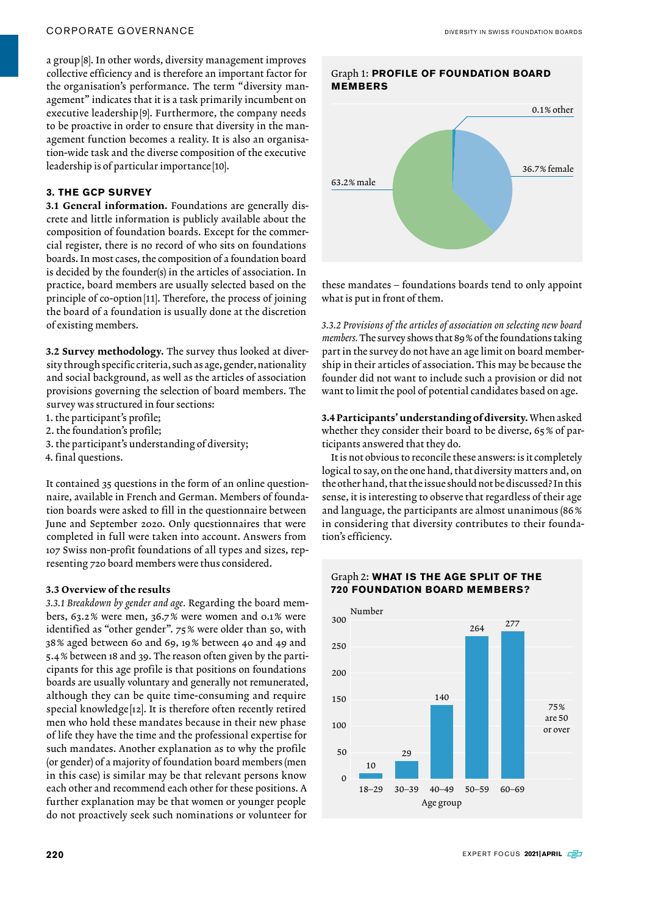a group[8]. In other words, diversity management improves collective efficiency and is therefore an important factor for the organisation's performance. The term "diversity management" indicates that it is a task primarily incumbent on executive leadership[9]. Furthermore, the company needs to be proactive in order to ensure that diversity in the management function becomes a reality. It is also an organisation-wide task and the diverse composition of the executive leadership is of particular importance[10].

## 3. THE GCP SURVEY

**3.1 General information.** Foundations are generally discrete and little information is publicly available about the composition of foundation boards. Except for the commercial register, there is no record of who sits on foundations boards. In most cases, the composition of a foundation board is decided by the founder(s) in the articles of association. In practice, board members are usually selected based on the principle of co-option[11]. Therefore, the process of joining the board of a foundation is usually done at the discretion of existing members.

**3.2 Survey methodology.** The survey thus looked at diversity through specific criteria, such as age, gender, nationality and social background, as well as the articles of association provisions governing the selection of board members. The survey was structured in four sections:
1. the participant's profile;
2. the foundation's profile;
3. the participant's understanding of diversity;
4. final questions.

It contained 35 questions in the form of an online questionnaire, available in French and German. Members of foundation boards were asked to fill in the questionnaire between June and September 2020. Only questionnaires that were completed in full were taken into account. Answers from 107 Swiss non-profit foundations of all types and sizes, representing 720 board members were thus considered.

### 3.3 Overview of the results

*3.3.1 Breakdown by gender and age.* Regarding the board members, 63.2% were men, 36.7% were women and 0.1% were identified as "other gender". 75% were older than 50, with 38% aged between 60 and 69, 19% between 40 and 49 and 5.4% between 18 and 39. The reason often given by the participants for this age profile is that positions on foundations boards are usually voluntary and generally not remunerated, although they can be quite time-consuming and require special knowledge[12]. It is therefore often recently retired men who hold these mandates because in their new phase of life they have the time and the professional expertise for such mandates. Another explanation as to why the profile (or gender) of a majority of foundation board members (men in this case) is similar may be that relevant persons know each other and recommend each other for these positions. A further explanation may be that women or younger people do not proactively seek such nominations or volunteer for these mandates – foundations boards tend to only appoint what is put in front of them.

Graph 1: **PROFILE OF FOUNDATION BOARD MEMBERS**

| Category | Share |
| --- | --- |
| male | 63.2% |
| female | 36.7% |
| other | 0.1% |

*3.3.2 Provisions of the articles of association on selecting new board members.* The survey shows that 89% of the foundations taking part in the survey do not have an age limit on board membership in their articles of association. This may be because the founder did not want to include such a provision or did not want to limit the pool of potential candidates based on age.

**3.4 Participants' understanding of diversity.** When asked whether they consider their board to be diverse, 65% of participants answered that they do.

It is not obvious to reconcile these answers: is it completely logical to say, on the one hand, that diversity matters and, on the other hand, that the issue should not be discussed? In this sense, it is interesting to observe that regardless of their age and language, the participants are almost unanimous (86% in considering that diversity contributes to their foundation's efficiency.

Graph 2: **WHAT IS THE AGE SPLIT OF THE 720 FOUNDATION BOARD MEMBERS?**

| Age group | Number |
| --- | --- |
| 18–29 | 10 |
| 30–39 | 29 |
| 40–49 | 140 |
| 50–59 | 264 |
| 60–69 | 277 |

75% are 50 or over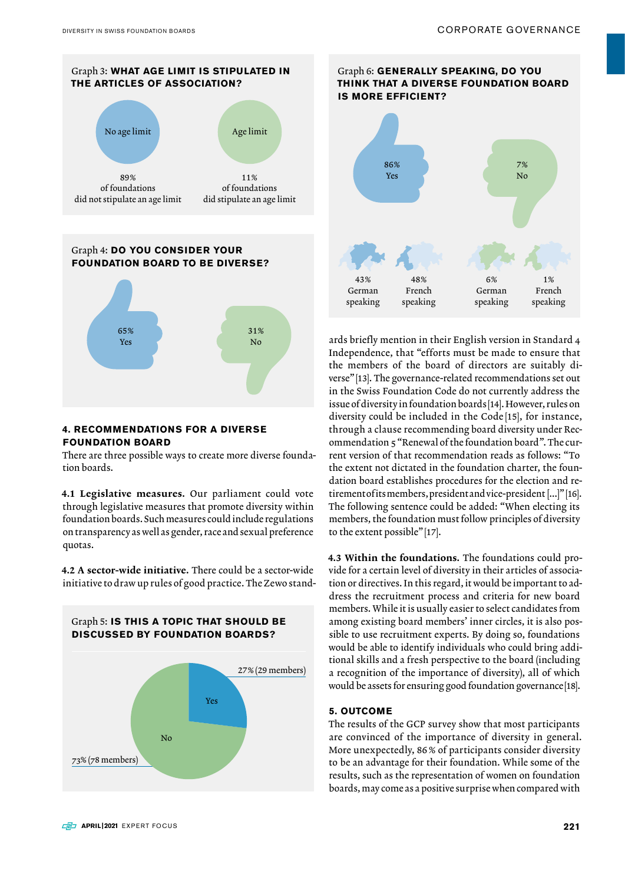**Graph 3: WHAT AGE LIMIT IS STIPULATED IN THE ARTICLES OF ASSOCIATION?**

No age limit — 89% of foundations did not stipulate an age limit

Age limit — 11% of foundations did stipulate an age limit

**Graph 4: DO YOU CONSIDER YOUR FOUNDATION BOARD TO BE DIVERSE?**

65% Yes

31% No

## 4. RECOMMENDATIONS FOR A DIVERSE FOUNDATION BOARD

There are three possible ways to create more diverse foundation boards.

**4.1 Legislative measures.** Our parliament could vote through legislative measures that promote diversity within foundation boards. Such measures could include regulations on transparency as well as gender, race and sexual preference quotas.

**4.2 A sector-wide initiative.** There could be a sector-wide initiative to draw up rules of good practice. The Zewo standards briefly mention in their English version in Standard 4 Independence, that "efforts must be made to ensure that the members of the board of directors are suitably diverse" [13]. The governance-related recommendations set out in the Swiss Foundation Code do not currently address the issue of diversity in foundation boards [14]. However, rules on diversity could be included in the Code [15], for instance, through a clause recommending board diversity under Recommendation 5 "Renewal of the foundation board". The current version of that recommendation reads as follows: "To the extent not dictated in the foundation charter, the foundation board establishes procedures for the election and retirement of its members, president and vice-president […]" [16]. The following sentence could be added: "When electing its members, the foundation must follow principles of diversity to the extent possible" [17].

**Graph 5: IS THIS A TOPIC THAT SHOULD BE DISCUSSED BY FOUNDATION BOARDS?**

Yes — 27% (29 members)

No — 73% (78 members)

**Graph 6: GENERALLY SPEAKING, DO YOU THINK THAT A DIVERSE FOUNDATION BOARD IS MORE EFFICIENT?**

86% Yes

7% No

| Yes: German speaking | Yes: French speaking | No: German speaking | No: French speaking |
|---|---|---|---|
| 43% | 48% | 6% | 1% |

**4.3 Within the foundations.** The foundations could provide for a certain level of diversity in their articles of association or directives. In this regard, it would be important to address the recruitment process and criteria for new board members. While it is usually easier to select candidates from among existing board members' inner circles, it is also possible to use recruitment experts. By doing so, foundations would be able to identify individuals who could bring additional skills and a fresh perspective to the board (including a recognition of the importance of diversity), all of which would be assets for ensuring good foundation governance [18].

## 5. OUTCOME

The results of the GCP survey show that most participants are convinced of the importance of diversity in general. More unexpectedly, 86% of participants consider diversity to be an advantage for their foundation. While some of the results, such as the representation of women on foundation boards, may come as a positive surprise when compared with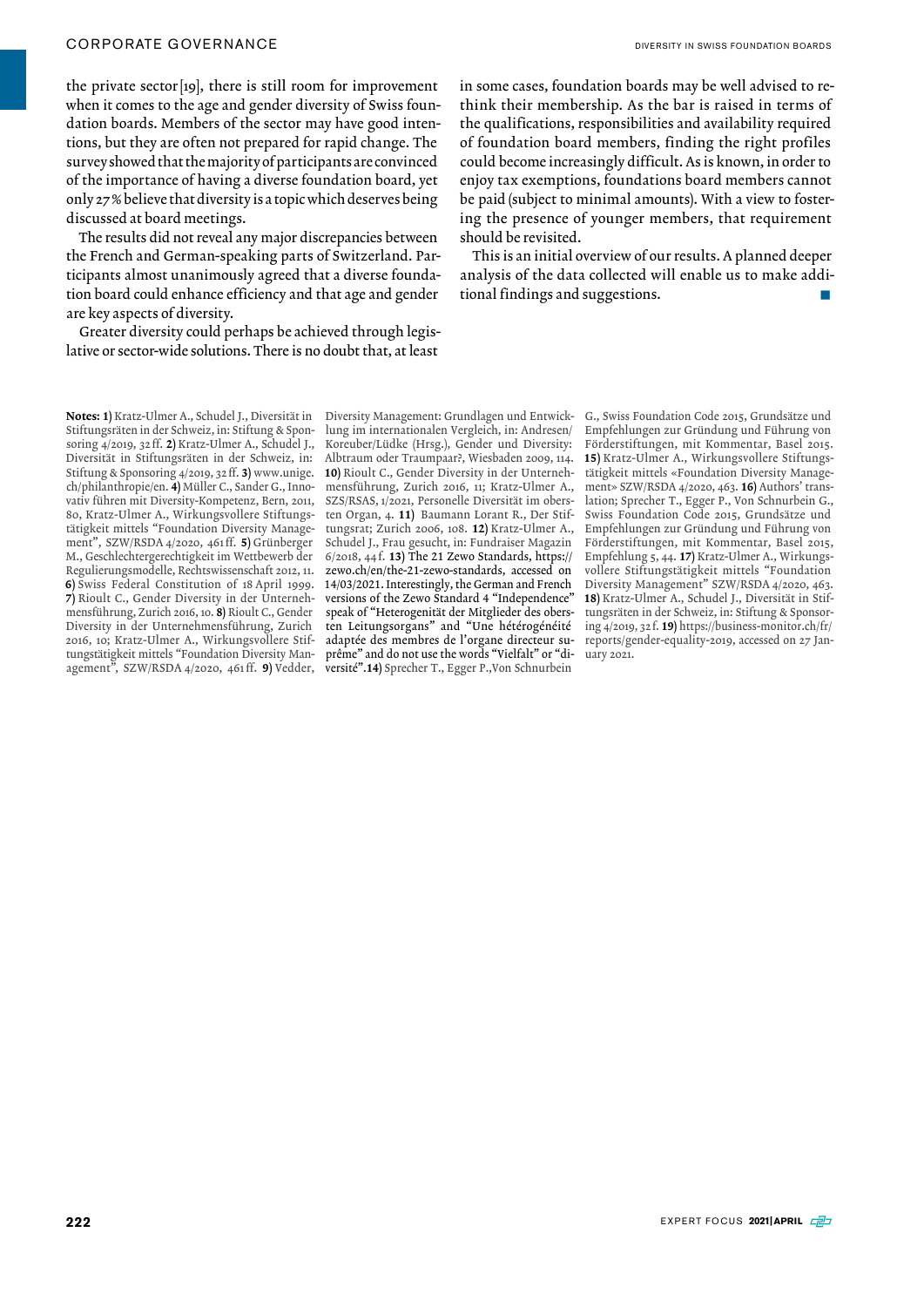the private sector [19], there is still room for improvement when it comes to the age and gender diversity of Swiss foundation boards. Members of the sector may have good intentions, but they are often not prepared for rapid change. The survey showed that the majority of participants are convinced of the importance of having a diverse foundation board, yet only 27 % believe that diversity is a topic which deserves being discussed at board meetings.

The results did not reveal any major discrepancies between the French and German-speaking parts of Switzerland. Participants almost unanimously agreed that a diverse foundation board could enhance efficiency and that age and gender are key aspects of diversity.

Greater diversity could perhaps be achieved through legislative or sector-wide solutions. There is no doubt that, at least in some cases, foundation boards may be well advised to rethink their membership. As the bar is raised in terms of the qualifications, responsibilities and availability required of foundation board members, finding the right profiles could become increasingly difficult. As is known, in order to enjoy tax exemptions, foundations board members cannot be paid (subject to minimal amounts). With a view to fostering the presence of younger members, that requirement should be revisited.

This is an initial overview of our results. A planned deeper analysis of the data collected will enable us to make additional findings and suggestions. ■

**Notes: 1)** Kratz-Ulmer A., Schudel J., Diversität in Stiftungsräten in der Schweiz, in: Stiftung & Sponsoring 4/2019, 32 ff. **2)** Kratz-Ulmer A., Schudel J., Diversität in Stiftungsräten in der Schweiz, in: Stiftung & Sponsoring 4/2019, 32 ff. **3)** www.unige.ch/philanthropie/en. **4)** Müller C., Sander G., Innovativ führen mit Diversity-Kompetenz, Bern, 2011, 80, Kratz-Ulmer A., Wirkungsvollere Stiftungstätigkeit mittels "Foundation Diversity Management", SZW/RSDA 4/2020, 461 ff. **5)** Grünberger M., Geschlechtergerechtigkeit im Wettbewerb der Regulierungsmodelle, Rechtswissenschaft 2012, 11. **6)** Swiss Federal Constitution of 18 April 1999. **7)** Rioult C., Gender Diversity in der Unternehmensführung, Zurich 2016, 10. **8)** Rioult C., Gender Diversity in der Unternehmensführung, Zurich 2016, 10; Kratz-Ulmer A., Wirkungsvollere Stiftungstätigkeit mittels "Foundation Diversity Management", SZW/RSDA 4/2020, 461 ff. **9)** Vedder, Diversity Management: Grundlagen und Entwicklung im internationalen Vergleich, in: Andresen/Koreuber/Lüdke (Hrsg.), Gender und Diversity: Albtraum oder Traumpaar?, Wiesbaden 2009, 114. **10)** Rioult C., Gender Diversity in der Unternehmensführung, Zurich 2016, 11; Kratz-Ulmer A., SZS/RSAS, 1/2021, Personelle Diversität im obersten Organ, 4. **11)** Baumann Lorant R., Der Stiftungsrat; Zurich 2006, 108. **12)** Kratz-Ulmer A., Schudel J., Frau gesucht, in: Fundraiser Magazin 6/2018, 44 f. **13)** The 21 Zewo Standards, https://zewo.ch/en/the-21-zewo-standards, accessed on 14/03/2021. Interestingly, the German and French versions of the Zewo Standard 4 "Independence" speak of "Heterogenität der Mitglieder des obersten Leitungsorgans" and "Une hétérogénéité adaptée des membres de l'organe directeur suprême" and do not use the words "Vielfalt" or "diversité". **14)** Sprecher T., Egger P., Von Schnurbein G., Swiss Foundation Code 2015, Grundsätze und Empfehlungen zur Gründung und Führung von Förderstiftungen, mit Kommentar, Basel 2015. **15)** Kratz-Ulmer A., Wirkungsvollere Stiftungstätigkeit mittels «Foundation Diversity Management» SZW/RSDA 4/2020, 463. **16)** Authors' translation; Sprecher T., Egger P., Von Schnurbein G., Swiss Foundation Code 2015, Grundsätze und Empfehlungen zur Gründung und Führung von Förderstiftungen, mit Kommentar, Basel 2015, Empfehlung 5, 44. **17)** Kratz-Ulmer A., Wirkungsvollere Stiftungstätigkeit mittels "Foundation Diversity Management" SZW/RSDA 4/2020, 463. **18)** Kratz-Ulmer A., Schudel J., Diversität in Stiftungsräten in der Schweiz, in: Stiftung & Sponsoring 4/2019, 32 f. **19)** https://business-monitor.ch/fr/reports/gender-equality-2019, accessed on 27 January 2021.